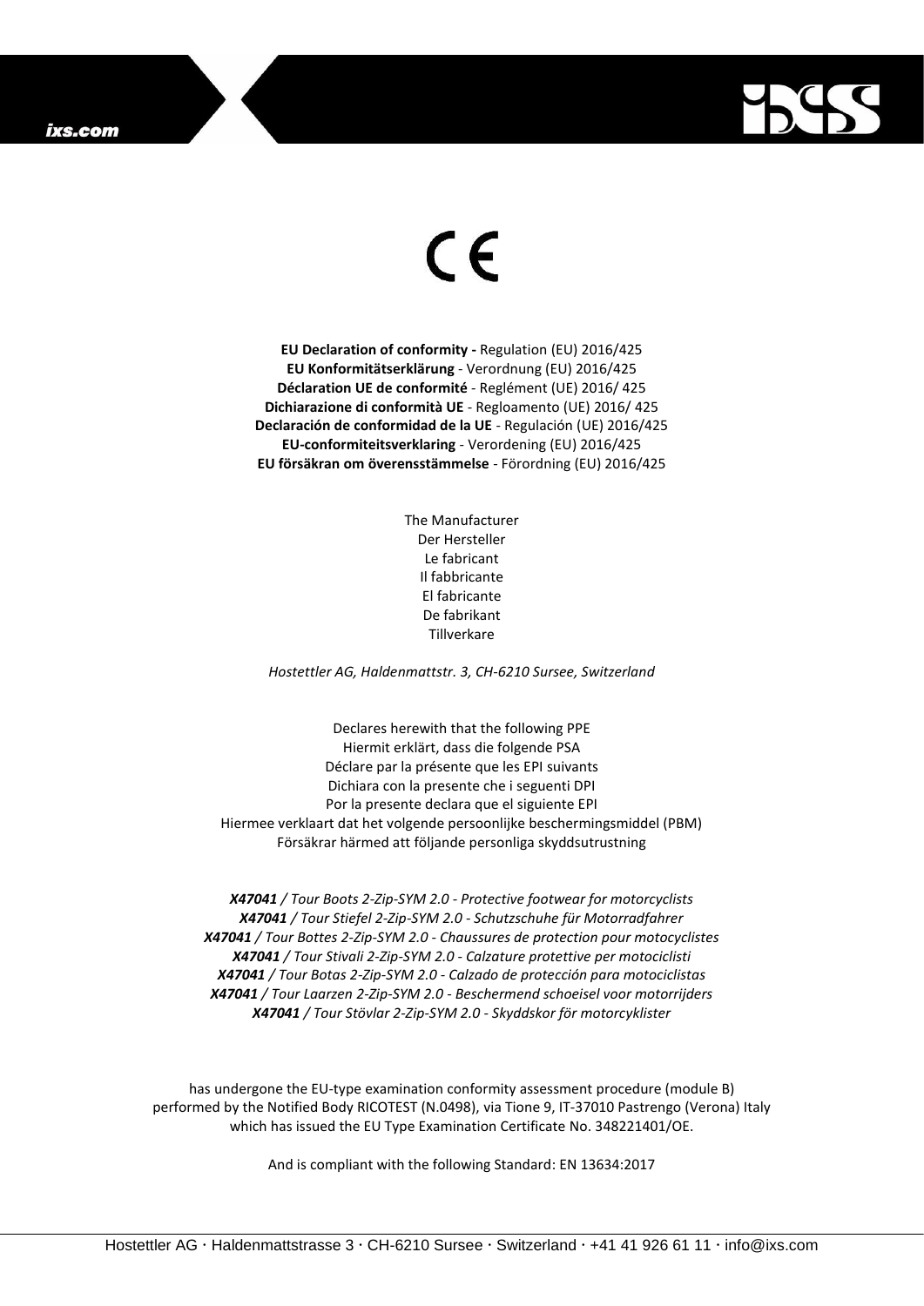CE

**EU Declaration of conformity -** Regulation (EU) 2016/425
**EU Konformitätserklärung** - Verordnung (EU) 2016/425
**Déclaration UE de conformité** - Reglément (UE) 2016/ 425
**Dichiarazione di conformità UE** - Regloamento (UE) 2016/ 425
**Declaración de conformidad de la UE** - Regulación (UE) 2016/425
**EU-conformiteitsverklaring** - Verordening (EU) 2016/425
**EU försäkran om överensstämmelse** - Förordning (EU) 2016/425

The Manufacturer
Der Hersteller
Le fabricant
Il fabbricante
El fabricante
De fabrikant
Tillverkare

*Hostettler AG, Haldenmattstr. 3, CH-6210 Sursee, Switzerland*

Declares herewith that the following PPE
Hiermit erklärt, dass die folgende PSA
Déclare par la présente que les EPI suivants
Dichiara con la presente che i seguenti DPI
Por la presente declara que el siguiente EPI
Hiermee verklaart dat het volgende persoonlijke beschermingsmiddel (PBM)
Försäkrar härmed att följande personliga skyddsutrustning

***X47041** / Tour Boots 2-Zip-SYM 2.0 - Protective footwear for motorcyclists*
***X47041** / Tour Stiefel 2-Zip-SYM 2.0 - Schutzschuhe für Motorradfahrer*
***X47041** / Tour Bottes 2-Zip-SYM 2.0 - Chaussures de protection pour motocyclistes*
***X47041** / Tour Stivali 2-Zip-SYM 2.0 - Calzature protettive per motociclisti*
***X47041** / Tour Botas 2-Zip-SYM 2.0 - Calzado de protección para motociclistas*
***X47041** / Tour Laarzen 2-Zip-SYM 2.0 - Beschermend schoeisel voor motorrijders*
***X47041** / Tour Stövlar 2-Zip-SYM 2.0 - Skyddskor för motorcyklister*

has undergone the EU-type examination conformity assessment procedure (module B) performed by the Notified Body RICOTEST (N.0498), via Tione 9, IT-37010 Pastrengo (Verona) Italy which has issued the EU Type Examination Certificate No. 348221401/OE.

And is compliant with the following Standard: EN 13634:2017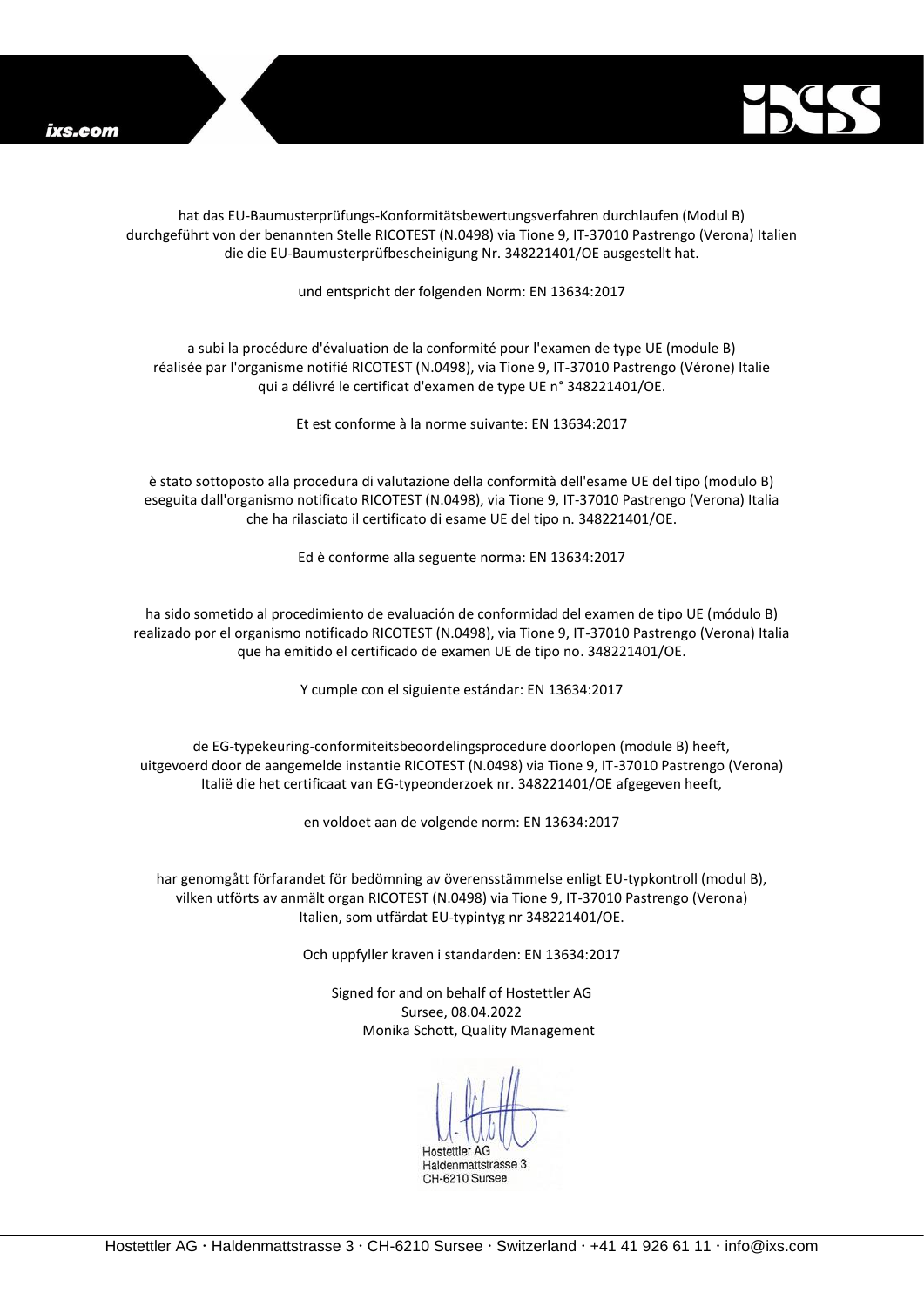hat das EU-Baumusterprüfungs-Konformitätsbewertungsverfahren durchlaufen (Modul B) durchgeführt von der benannten Stelle RICOTEST (N.0498) via Tione 9, IT-37010 Pastrengo (Verona) Italien die die EU-Baumusterprüfbescheinigung Nr. 348221401/OE ausgestellt hat.

und entspricht der folgenden Norm: EN 13634:2017

a subi la procédure d'évaluation de la conformité pour l'examen de type UE (module B) réalisée par l'organisme notifié RICOTEST (N.0498), via Tione 9, IT-37010 Pastrengo (Vérone) Italie qui a délivré le certificat d'examen de type UE n° 348221401/OE.

Et est conforme à la norme suivante: EN 13634:2017

è stato sottoposto alla procedura di valutazione della conformità dell'esame UE del tipo (modulo B) eseguita dall'organismo notificato RICOTEST (N.0498), via Tione 9, IT-37010 Pastrengo (Verona) Italia che ha rilasciato il certificato di esame UE del tipo n. 348221401/OE.

Ed è conforme alla seguente norma: EN 13634:2017

ha sido sometido al procedimiento de evaluación de conformidad del examen de tipo UE (módulo B) realizado por el organismo notificado RICOTEST (N.0498), via Tione 9, IT-37010 Pastrengo (Verona) Italia que ha emitido el certificado de examen UE de tipo no. 348221401/OE.

Y cumple con el siguiente estándar: EN 13634:2017

de EG-typekeuring-conformiteitsbeoordelingsprocedure doorlopen (module B) heeft, uitgevoerd door de aangemelde instantie RICOTEST (N.0498) via Tione 9, IT-37010 Pastrengo (Verona) Italië die het certificaat van EG-typeonderzoek nr. 348221401/OE afgegeven heeft,

en voldoet aan de volgende norm: EN 13634:2017

har genomgått förfarandet för bedömning av överensstämmelse enligt EU-typkontroll (modul B), vilken utförts av anmält organ RICOTEST (N.0498) via Tione 9, IT-37010 Pastrengo (Verona) Italien, som utfärdat EU-typintyg nr 348221401/OE.

Och uppfyller kraven i standarden: EN 13634:2017

Signed for and on behalf of Hostettler AG
Sursee, 08.04.2022
Monika Schott, Quality Management

Hostettler AG
Haldenmattstrasse 3
CH-6210 Sursee